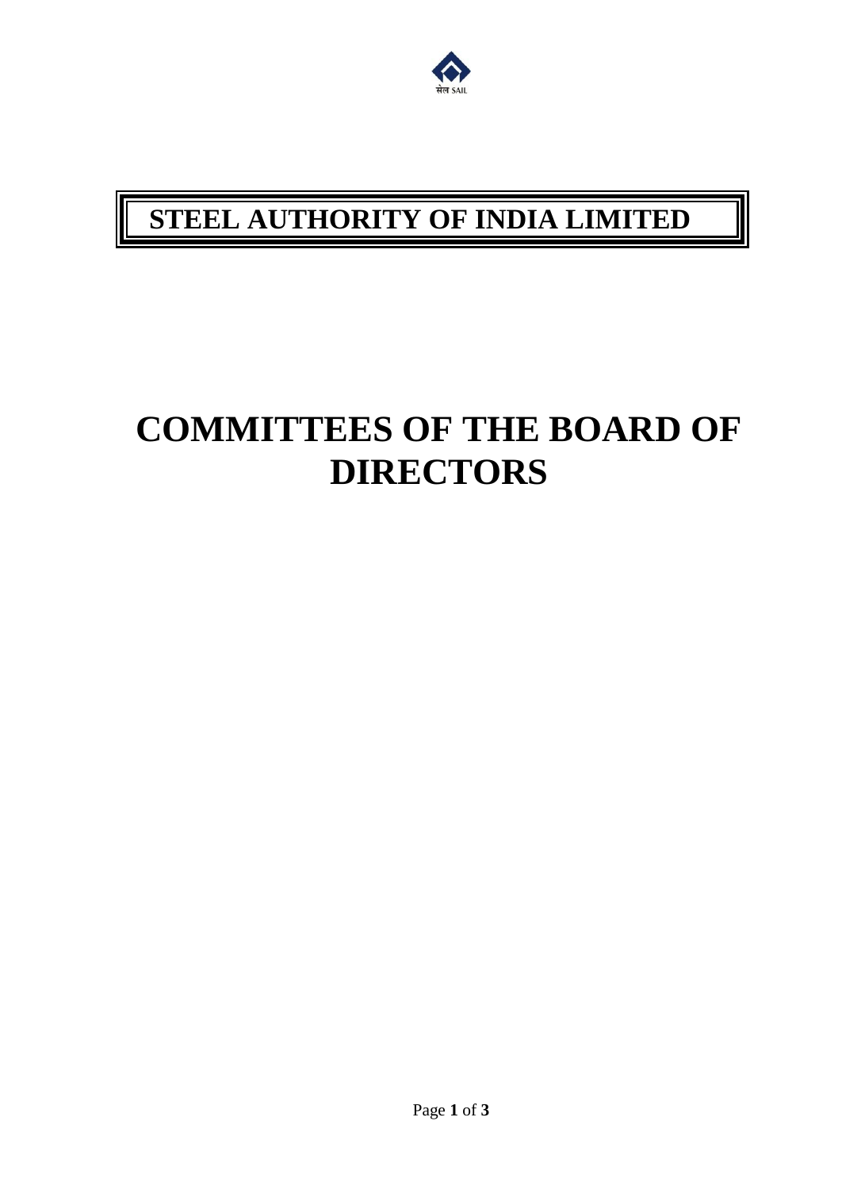# STEEL AUTHORITY OF INDIA LIMITED

# COMMITTEES OF THE BOARD OF DIRECTORS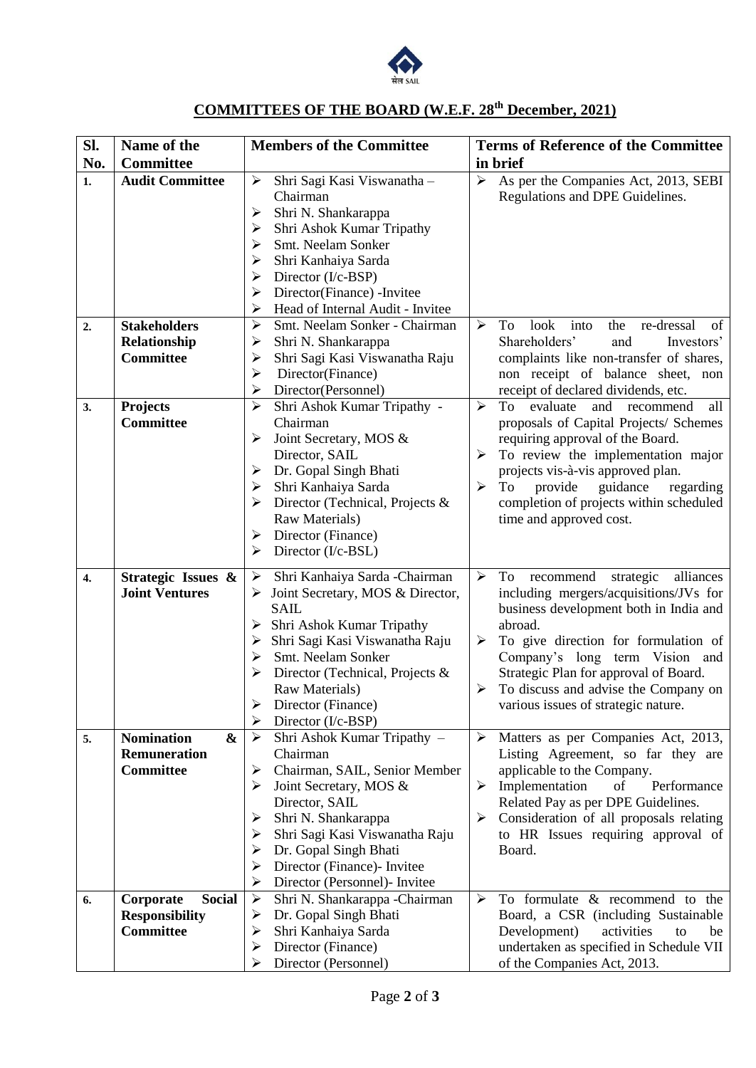## COMMITTEES OF THE BOARD (W.E.F. 28th December, 2021)

| Sl. No. | Name of the Committee | Members of the Committee | Terms of Reference of the Committee in brief |
|---|---|---|---|
| 1. | **Audit Committee** | ➢ Shri Sagi Kasi Viswanatha – Chairman<br>➢ Shri N. Shankarappa<br>➢ Shri Ashok Kumar Tripathy<br>➢ Smt. Neelam Sonker<br>➢ Shri Kanhaiya Sarda<br>➢ Director (I/c-BSP)<br>➢ Director(Finance) -Invitee<br>➢ Head of Internal Audit - Invitee | ➢ As per the Companies Act, 2013, SEBI Regulations and DPE Guidelines. |
| 2. | **Stakeholders Relationship Committee** | ➢ Smt. Neelam Sonker - Chairman<br>➢ Shri N. Shankarappa<br>➢ Shri Sagi Kasi Viswanatha Raju<br>➢ Director(Finance)<br>➢ Director(Personnel) | ➢ To look into the re-dressal of Shareholders' and Investors' complaints like non-transfer of shares, non receipt of balance sheet, non receipt of declared dividends, etc. |
| 3. | **Projects Committee** | ➢ Shri Ashok Kumar Tripathy - Chairman<br>➢ Joint Secretary, MOS & Director, SAIL<br>➢ Dr. Gopal Singh Bhati<br>➢ Shri Kanhaiya Sarda<br>➢ Director (Technical, Projects & Raw Materials)<br>➢ Director (Finance)<br>➢ Director (I/c-BSL) | ➢ To evaluate and recommend all proposals of Capital Projects/ Schemes requiring approval of the Board.<br>➢ To review the implementation major projects vis-à-vis approved plan.<br>➢ To provide guidance regarding completion of projects within scheduled time and approved cost. |
| 4. | **Strategic Issues & Joint Ventures** | ➢ Shri Kanhaiya Sarda -Chairman<br>➢ Joint Secretary, MOS & Director, SAIL<br>➢ Shri Ashok Kumar Tripathy<br>➢ Shri Sagi Kasi Viswanatha Raju<br>➢ Smt. Neelam Sonker<br>➢ Director (Technical, Projects & Raw Materials)<br>➢ Director (Finance)<br>➢ Director (I/c-BSP) | ➢ To recommend strategic alliances including mergers/acquisitions/JVs for business development both in India and abroad.<br>➢ To give direction for formulation of Company's long term Vision and Strategic Plan for approval of Board.<br>➢ To discuss and advise the Company on various issues of strategic nature. |
| 5. | **Nomination & Remuneration Committee** | ➢ Shri Ashok Kumar Tripathy – Chairman<br>➢ Chairman, SAIL, Senior Member<br>➢ Joint Secretary, MOS & Director, SAIL<br>➢ Shri N. Shankarappa<br>➢ Shri Sagi Kasi Viswanatha Raju<br>➢ Dr. Gopal Singh Bhati<br>➢ Director (Finance)- Invitee<br>➢ Director (Personnel)- Invitee | ➢ Matters as per Companies Act, 2013, Listing Agreement, so far they are applicable to the Company.<br>➢ Implementation of Performance Related Pay as per DPE Guidelines.<br>➢ Consideration of all proposals relating to HR Issues requiring approval of Board. |
| 6. | **Corporate Social Responsibility Committee** | ➢ Shri N. Shankarappa -Chairman<br>➢ Dr. Gopal Singh Bhati<br>➢ Shri Kanhaiya Sarda<br>➢ Director (Finance)<br>➢ Director (Personnel) | ➢ To formulate & recommend to the Board, a CSR (including Sustainable Development) activities to be undertaken as specified in Schedule VII of the Companies Act, 2013. |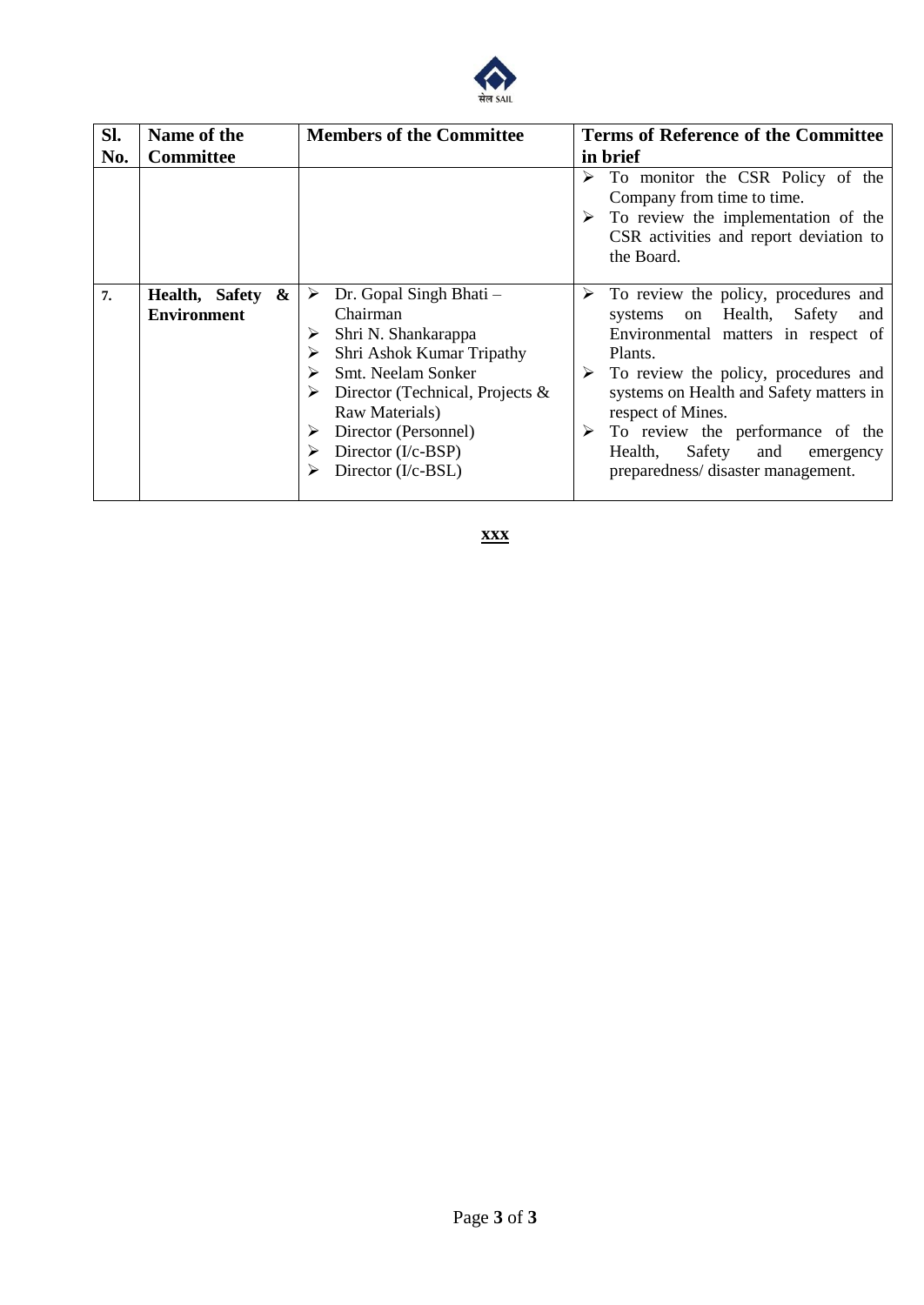| Sl. No. | Name of the Committee | Members of the Committee | Terms of Reference of the Committee in brief |
|---|---|---|---|
| | | | ➢ To monitor the CSR Policy of the Company from time to time.<br>➢ To review the implementation of the CSR activities and report deviation to the Board. |
| **7.** | **Health, Safety & Environment** | ➢ Dr. Gopal Singh Bhati – Chairman<br>➢ Shri N. Shankarappa<br>➢ Shri Ashok Kumar Tripathy<br>➢ Smt. Neelam Sonker<br>➢ Director (Technical, Projects & Raw Materials)<br>➢ Director (Personnel)<br>➢ Director (I/c-BSP)<br>➢ Director (I/c-BSL) | ➢ To review the policy, procedures and systems on Health, Safety and Environmental matters in respect of Plants.<br>➢ To review the policy, procedures and systems on Health and Safety matters in respect of Mines.<br>➢ To review the performance of the Health, Safety and emergency preparedness/ disaster management. |

**xxx**